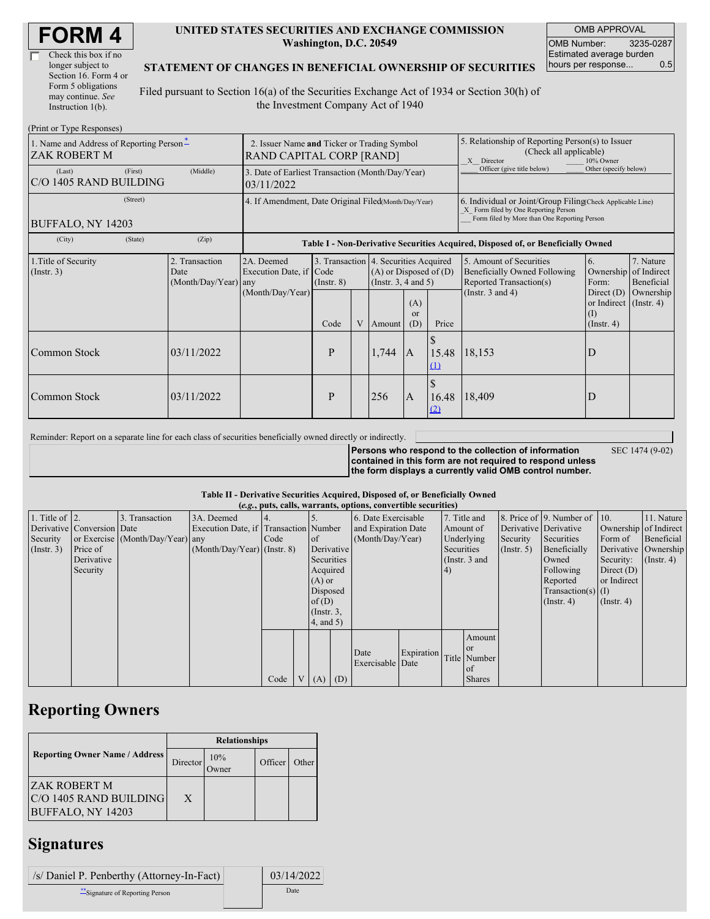# FORM 4

☐ Check this box if no longer subject to Section 16. Form 4 or Form 5 obligations may continue. *See* Instruction 1(b).

**UNITED STATES SECURITIES AND EXCHANGE COMMISSION**
**Washington, D.C. 20549**

**STATEMENT OF CHANGES IN BENEFICIAL OWNERSHIP OF SECURITIES**

Filed pursuant to Section 16(a) of the Securities Exchange Act of 1934 or Section 30(h) of the Investment Company Act of 1940

| OMB APPROVAL | |
|---|---|
| OMB Number: | 3235-0287 |
| Estimated average burden hours per response... | 0.5 |

(Print or Type Responses)

| | | |
|---|---|---|
| 1. Name and Address of Reporting Person* ZAK ROBERT M | 2. Issuer Name **and** Ticker or Trading Symbol RAND CAPITAL CORP [RAND] | 5. Relationship of Reporting Person(s) to Issuer (Check all applicable) _X_ Director ___ 10% Owner ___ Officer (give title below) ___ Other (specify below) |
| (Last) (First) (Middle) C/O 1405 RAND BUILDING | 3. Date of Earliest Transaction (Month/Day/Year) 03/11/2022 | |
| (Street) BUFFALO, NY 14203 | 4. If Amendment, Date Original Filed(Month/Day/Year) | 6. Individual or Joint/Group Filing(Check Applicable Line) _X_ Form filed by One Reporting Person ___ Form filed by More than One Reporting Person |
| (City) (State) (Zip) | | |

**Table I - Non-Derivative Securities Acquired, Disposed of, or Beneficially Owned**

| 1.Title of Security (Instr. 3) | 2. Transaction Date (Month/Day/Year) | 2A. Deemed Execution Date, if any (Month/Day/Year) | 3. Transaction Code (Instr. 8) | | 4. Securities Acquired (A) or Disposed of (D) (Instr. 3, 4 and 5) | | | 5. Amount of Securities Beneficially Owned Following Reported Transaction(s) (Instr. 3 and 4) | 6. Ownership Form: Direct (D) or Indirect (I) (Instr. 4) | 7. Nature of Indirect Beneficial Ownership (Instr. 4) |
|---|---|---|---|---|---|---|---|---|---|---|
| | | | Code | V | Amount | (A) or (D) | Price | | | |
| Common Stock | 03/11/2022 | | P | | 1,744 | A | $ 15.48 (1) | 18,153 | D | |
| Common Stock | 03/11/2022 | | P | | 256 | A | $ 16.48 (2) | 18,409 | D | |

Reminder: Report on a separate line for each class of securities beneficially owned directly or indirectly.

**Persons who respond to the collection of information contained in this form are not required to respond unless the form displays a currently valid OMB control number.** SEC 1474 (9-02)

**Table II - Derivative Securities Acquired, Disposed of, or Beneficially Owned**
**(*e.g.*, puts, calls, warrants, options, convertible securities)**

| 1. Title of Derivative Security (Instr. 3) | 2. Conversion or Exercise Price of Derivative Security | 3. Transaction Date (Month/Day/Year) | 3A. Deemed Execution Date, if any (Month/Day/Year) | 4. Transaction Code (Instr. 8) | | 5. Number of Derivative Securities Acquired (A) or Disposed of (D) (Instr. 3, 4, and 5) | | 6. Date Exercisable and Expiration Date (Month/Day/Year) | | 7. Title and Amount of Underlying Securities (Instr. 3 and 4) | | 8. Price of Derivative Security (Instr. 5) | 9. Number of Derivative Securities Beneficially Owned Following Reported Transaction(s) (Instr. 4) | 10. Ownership Form of Derivative Security: Direct (D) or Indirect (I) (Instr. 4) | 11. Nature of Indirect Beneficial Ownership (Instr. 4) |
|---|---|---|---|---|---|---|---|---|---|---|---|---|---|---|---|
| | | | | Code | V | (A) | (D) | Date Exercisable | Expiration Date | Title | Amount or Number of Shares | | | | |

## Reporting Owners

| Reporting Owner Name / Address | Relationships | | | |
|---|---|---|---|---|
| | Director | 10% Owner | Officer | Other |
| ZAK ROBERT M C/O 1405 RAND BUILDING BUFFALO, NY 14203 | X | | | |

## Signatures

| | |
|---|---|
| /s/ Daniel P. Penberthy (Attorney-In-Fact) | 03/14/2022 |
| **Signature of Reporting Person | Date |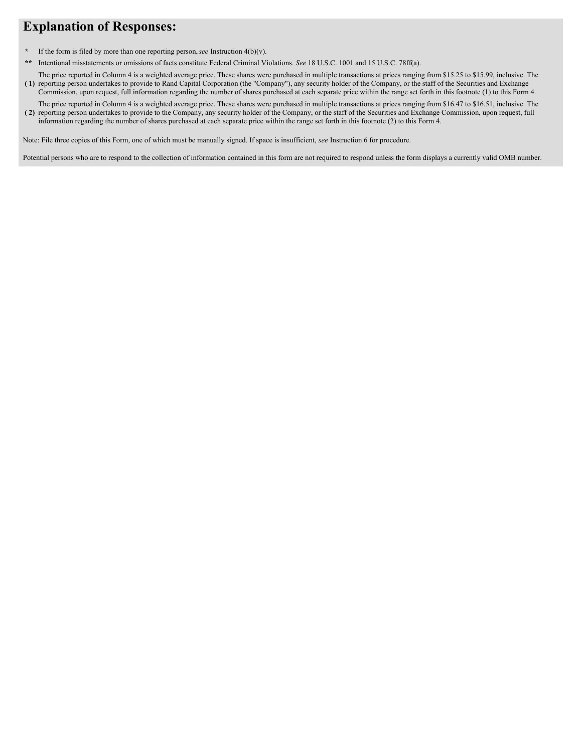## Explanation of Responses:

\* If the form is filed by more than one reporting person, *see* Instruction 4(b)(v).

\*\* Intentional misstatements or omissions of facts constitute Federal Criminal Violations. *See* 18 U.S.C. 1001 and 15 U.S.C. 78ff(a).

**( 1)** The price reported in Column 4 is a weighted average price. These shares were purchased in multiple transactions at prices ranging from $15.25 to $15.99, inclusive. The reporting person undertakes to provide to Rand Capital Corporation (the "Company"), any security holder of the Company, or the staff of the Securities and Exchange Commission, upon request, full information regarding the number of shares purchased at each separate price within the range set forth in this footnote (1) to this Form 4.

**( 2)** The price reported in Column 4 is a weighted average price. These shares were purchased in multiple transactions at prices ranging from $16.47 to $16.51, inclusive. The reporting person undertakes to provide to the Company, any security holder of the Company, or the staff of the Securities and Exchange Commission, upon request, full information regarding the number of shares purchased at each separate price within the range set forth in this footnote (2) to this Form 4.

Note: File three copies of this Form, one of which must be manually signed. If space is insufficient, *see* Instruction 6 for procedure.

Potential persons who are to respond to the collection of information contained in this form are not required to respond unless the form displays a currently valid OMB number.